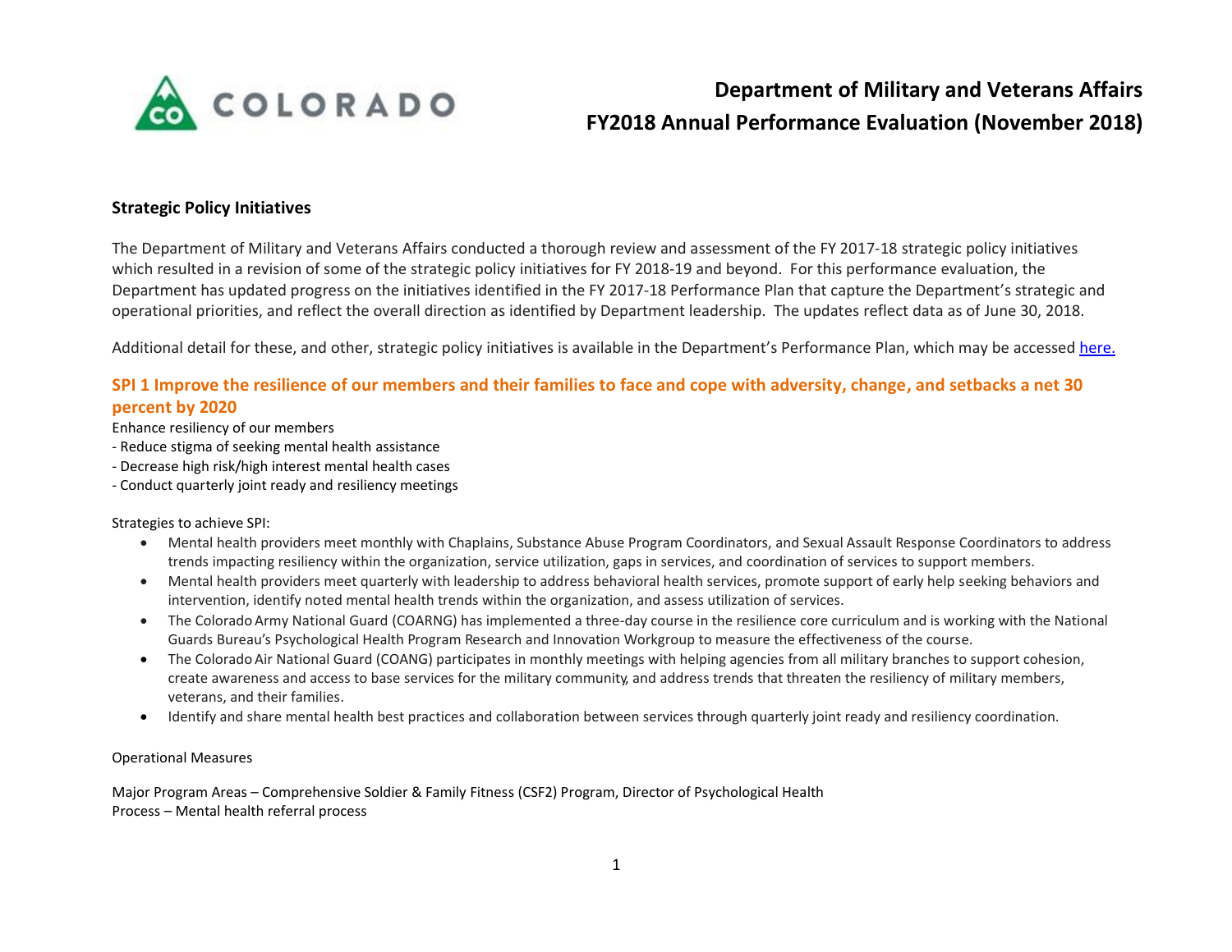# Department of Military and Veterans Affairs
# FY2018 Annual Performance Evaluation (November 2018)

## Strategic Policy Initiatives

The Department of Military and Veterans Affairs conducted a thorough review and assessment of the FY 2017-18 strategic policy initiatives which resulted in a revision of some of the strategic policy initiatives for FY 2018-19 and beyond. For this performance evaluation, the Department has updated progress on the initiatives identified in the FY 2017-18 Performance Plan that capture the Department's strategic and operational priorities, and reflect the overall direction as identified by Department leadership. The updates reflect data as of June 30, 2018.

Additional detail for these, and other, strategic policy initiatives is available in the Department's Performance Plan, which may be accessed [here.]

### SPI 1 Improve the resilience of our members and their families to face and cope with adversity, change, and setbacks a net 30 percent by 2020

Enhance resiliency of our members
- Reduce stigma of seeking mental health assistance
- Decrease high risk/high interest mental health cases
- Conduct quarterly joint ready and resiliency meetings

Strategies to achieve SPI:

- Mental health providers meet monthly with Chaplains, Substance Abuse Program Coordinators, and Sexual Assault Response Coordinators to address trends impacting resiliency within the organization, service utilization, gaps in services, and coordination of services to support members.
- Mental health providers meet quarterly with leadership to address behavioral health services, promote support of early help seeking behaviors and intervention, identify noted mental health trends within the organization, and assess utilization of services.
- The Colorado Army National Guard (COARNG) has implemented a three-day course in the resilience core curriculum and is working with the National Guards Bureau's Psychological Health Program Research and Innovation Workgroup to measure the effectiveness of the course.
- The Colorado Air National Guard (COANG) participates in monthly meetings with helping agencies from all military branches to support cohesion, create awareness and access to base services for the military community, and address trends that threaten the resiliency of military members, veterans, and their families.
- Identify and share mental health best practices and collaboration between services through quarterly joint ready and resiliency coordination.

Operational Measures

Major Program Areas – Comprehensive Soldier & Family Fitness (CSF2) Program, Director of Psychological Health
Process – Mental health referral process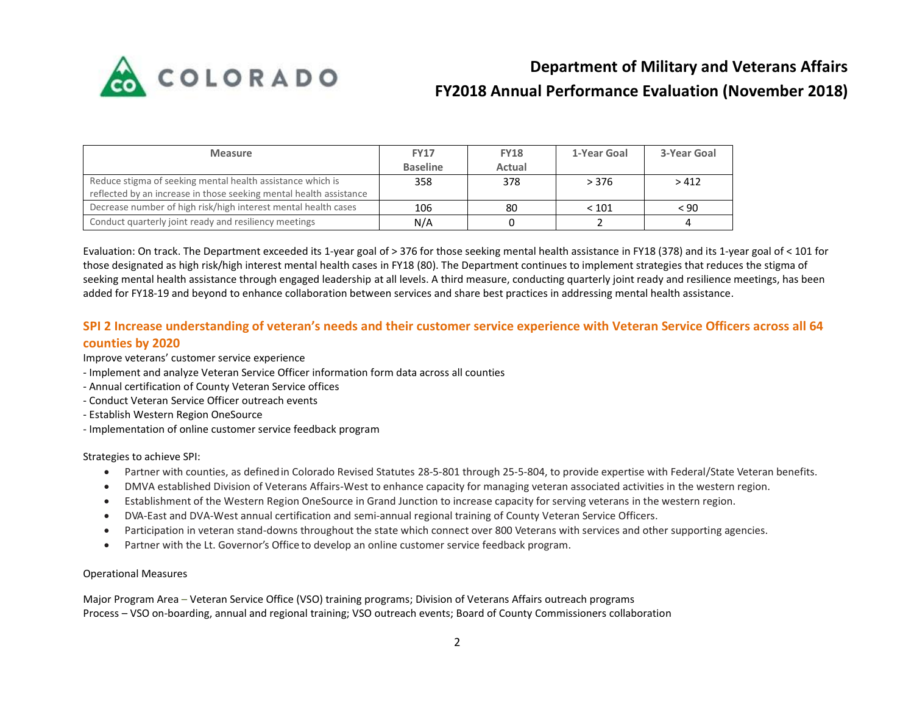| Measure | FY17 Baseline | FY18 Actual | 1-Year Goal | 3-Year Goal |
|---|---|---|---|---|
| Reduce stigma of seeking mental health assistance which is reflected by an increase in those seeking mental health assistance | 358 | 378 | > 376 | > 412 |
| Decrease number of high risk/high interest mental health cases | 106 | 80 | < 101 | < 90 |
| Conduct quarterly joint ready and resiliency meetings | N/A | 0 | 2 | 4 |

Evaluation: On track. The Department exceeded its 1-year goal of > 376 for those seeking mental health assistance in FY18 (378) and its 1-year goal of < 101 for those designated as high risk/high interest mental health cases in FY18 (80). The Department continues to implement strategies that reduces the stigma of seeking mental health assistance through engaged leadership at all levels. A third measure, conducting quarterly joint ready and resilience meetings, has been added for FY18-19 and beyond to enhance collaboration between services and share best practices in addressing mental health assistance.

## SPI 2 Increase understanding of veteran's needs and their customer service experience with Veteran Service Officers across all 64 counties by 2020

Improve veterans' customer service experience

- Implement and analyze Veteran Service Officer information form data across all counties
- Annual certification of County Veteran Service offices
- Conduct Veteran Service Officer outreach events
- Establish Western Region OneSource
- Implementation of online customer service feedback program

Strategies to achieve SPI:

- Partner with counties, as defined in Colorado Revised Statutes 28-5-801 through 25-5-804, to provide expertise with Federal/State Veteran benefits.
- DMVA established Division of Veterans Affairs-West to enhance capacity for managing veteran associated activities in the western region.
- Establishment of the Western Region OneSource in Grand Junction to increase capacity for serving veterans in the western region.
- DVA-East and DVA-West annual certification and semi-annual regional training of County Veteran Service Officers.
- Participation in veteran stand-downs throughout the state which connect over 800 Veterans with services and other supporting agencies.
- Partner with the Lt. Governor's Office to develop an online customer service feedback program.

Operational Measures

Major Program Area – Veteran Service Office (VSO) training programs; Division of Veterans Affairs outreach programs
Process – VSO on-boarding, annual and regional training; VSO outreach events; Board of County Commissioners collaboration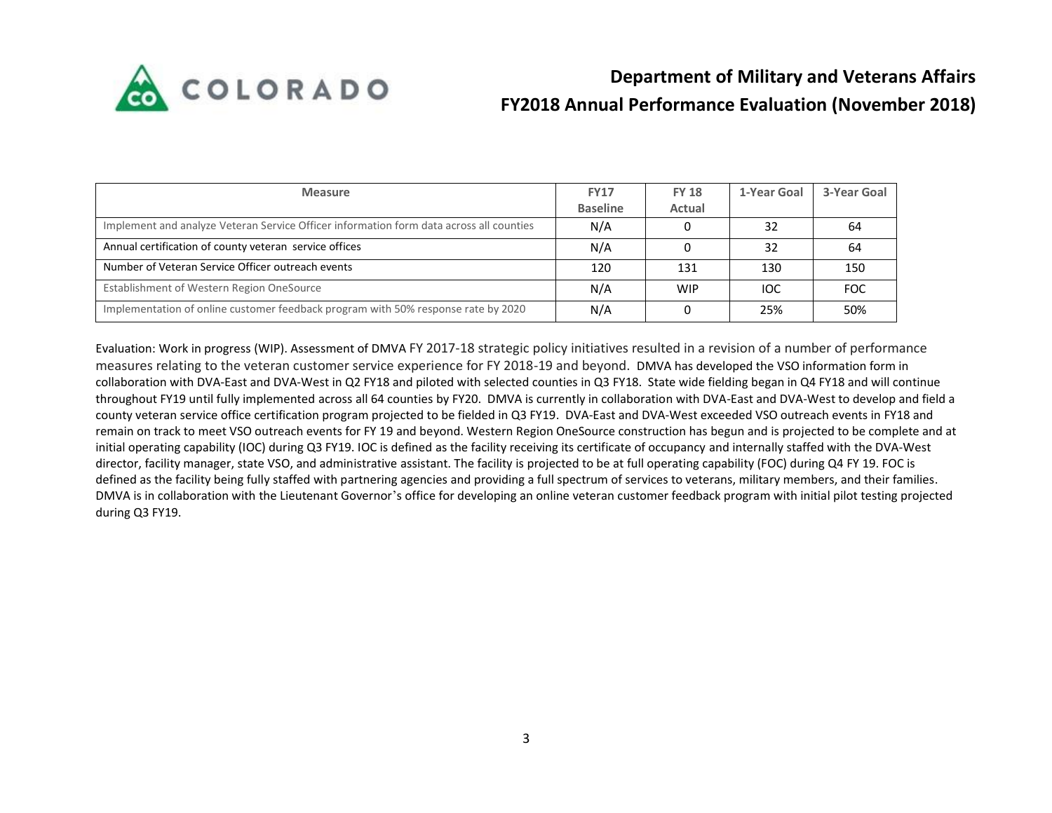# Department of Military and Veterans Affairs

## FY2018 Annual Performance Evaluation (November 2018)

| Measure | FY17 Baseline | FY 18 Actual | 1-Year Goal | 3-Year Goal |
|---|---|---|---|---|
| Implement and analyze Veteran Service Officer information form data across all counties | N/A | 0 | 32 | 64 |
| Annual certification of county veteran service offices | N/A | 0 | 32 | 64 |
| Number of Veteran Service Officer outreach events | 120 | 131 | 130 | 150 |
| Establishment of Western Region OneSource | N/A | WIP | IOC | FOC |
| Implementation of online customer feedback program with 50% response rate by 2020 | N/A | 0 | 25% | 50% |

Evaluation: Work in progress (WIP). Assessment of DMVA FY 2017-18 strategic policy initiatives resulted in a revision of a number of performance measures relating to the veteran customer service experience for FY 2018-19 and beyond. DMVA has developed the VSO information form in collaboration with DVA-East and DVA-West in Q2 FY18 and piloted with selected counties in Q3 FY18. State wide fielding began in Q4 FY18 and will continue throughout FY19 until fully implemented across all 64 counties by FY20. DMVA is currently in collaboration with DVA-East and DVA-West to develop and field a county veteran service office certification program projected to be fielded in Q3 FY19. DVA-East and DVA-West exceeded VSO outreach events in FY18 and remain on track to meet VSO outreach events for FY 19 and beyond. Western Region OneSource construction has begun and is projected to be complete and at initial operating capability (IOC) during Q3 FY19. IOC is defined as the facility receiving its certificate of occupancy and internally staffed with the DVA-West director, facility manager, state VSO, and administrative assistant. The facility is projected to be at full operating capability (FOC) during Q4 FY 19. FOC is defined as the facility being fully staffed with partnering agencies and providing a full spectrum of services to veterans, military members, and their families. DMVA is in collaboration with the Lieutenant Governor's office for developing an online veteran customer feedback program with initial pilot testing projected during Q3 FY19.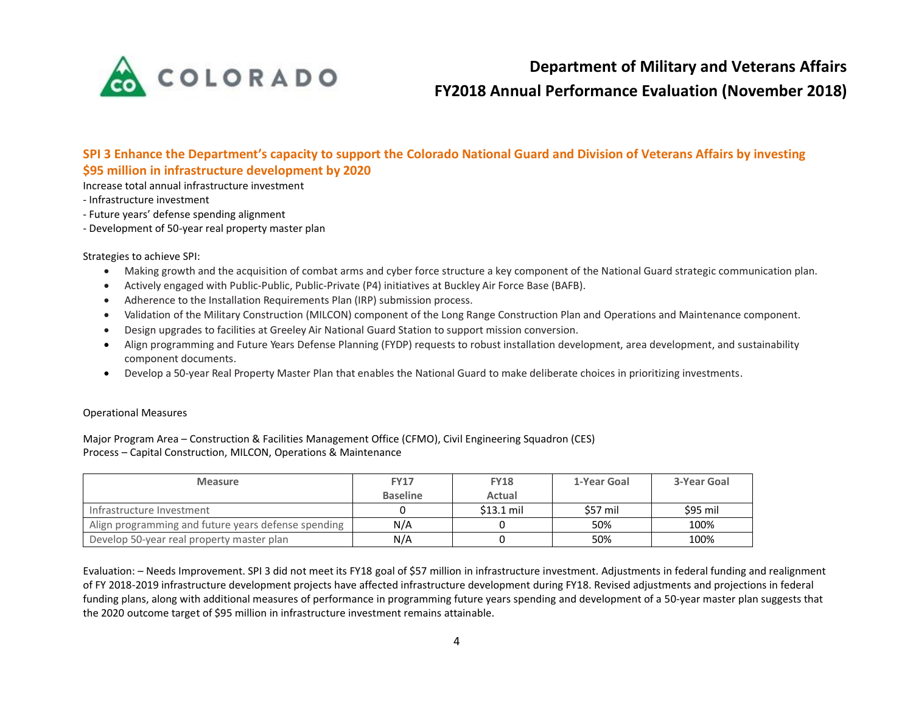# Department of Military and Veterans Affairs

# FY2018 Annual Performance Evaluation (November 2018)

## SPI 3 Enhance the Department's capacity to support the Colorado National Guard and Division of Veterans Affairs by investing $95 million in infrastructure development by 2020

Increase total annual infrastructure investment

- Infrastructure investment
- Future years' defense spending alignment
- Development of 50-year real property master plan

Strategies to achieve SPI:

- Making growth and the acquisition of combat arms and cyber force structure a key component of the National Guard strategic communication plan.
- Actively engaged with Public-Public, Public-Private (P4) initiatives at Buckley Air Force Base (BAFB).
- Adherence to the Installation Requirements Plan (IRP) submission process.
- Validation of the Military Construction (MILCON) component of the Long Range Construction Plan and Operations and Maintenance component.
- Design upgrades to facilities at Greeley Air National Guard Station to support mission conversion.
- Align programming and Future Years Defense Planning (FYDP) requests to robust installation development, area development, and sustainability component documents.
- Develop a 50-year Real Property Master Plan that enables the National Guard to make deliberate choices in prioritizing investments.

Operational Measures

Major Program Area – Construction & Facilities Management Office (CFMO), Civil Engineering Squadron (CES)
Process – Capital Construction, MILCON, Operations & Maintenance

| Measure | FY17 Baseline | FY18 Actual | 1-Year Goal | 3-Year Goal |
|---|---|---|---|---|
| Infrastructure Investment | 0 | $13.1 mil | $57 mil | $95 mil |
| Align programming and future years defense spending | N/A | 0 | 50% | 100% |
| Develop 50-year real property master plan | N/A | 0 | 50% | 100% |

Evaluation: – Needs Improvement. SPI 3 did not meet its FY18 goal of $57 million in infrastructure investment. Adjustments in federal funding and realignment of FY 2018-2019 infrastructure development projects have affected infrastructure development during FY18. Revised adjustments and projections in federal funding plans, along with additional measures of performance in programming future years spending and development of a 50-year master plan suggests that the 2020 outcome target of $95 million in infrastructure investment remains attainable.